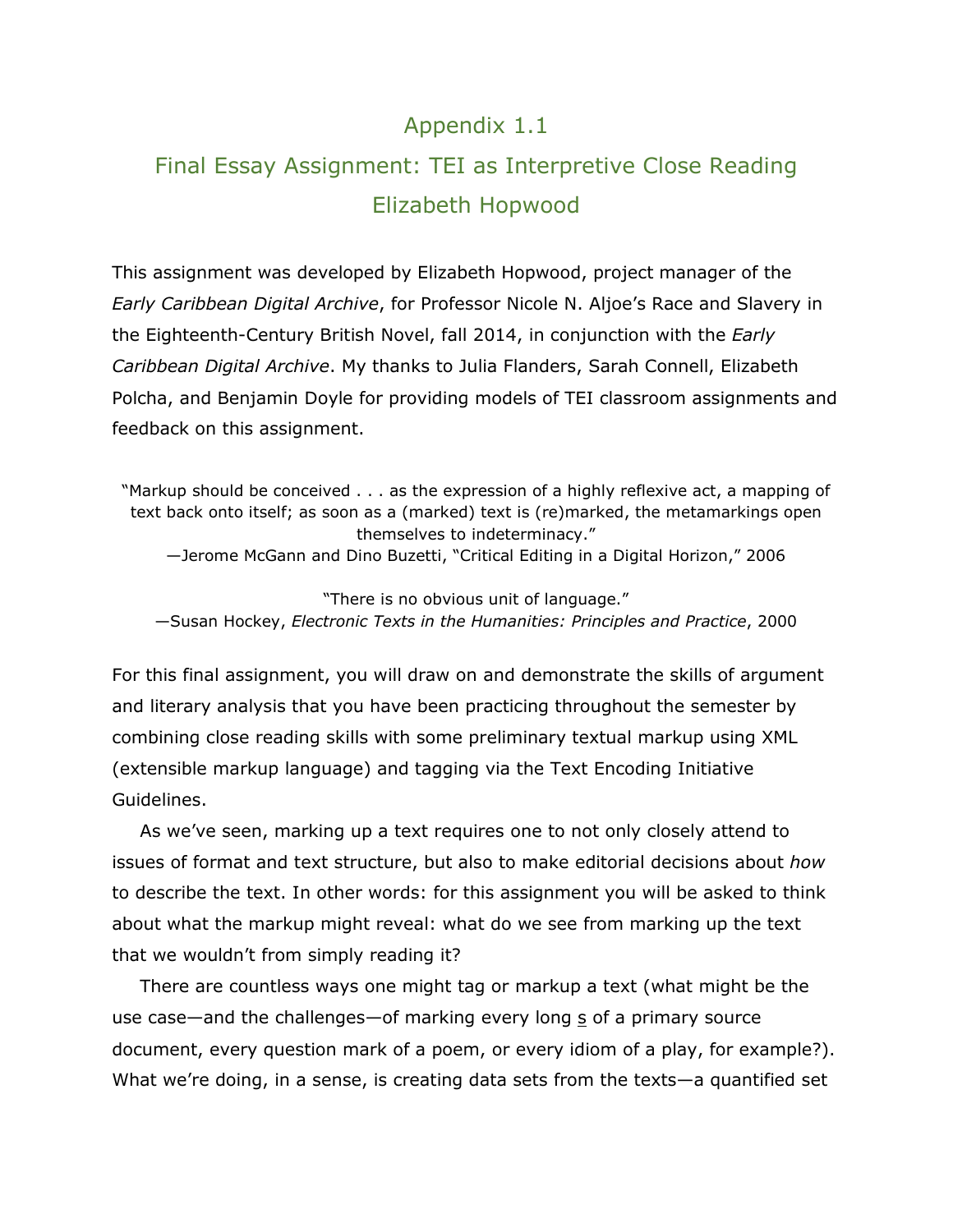# Appendix 1.1

## Final Essay Assignment: TEI as Interpretive Close Reading

### Elizabeth Hopwood

This assignment was developed by Elizabeth Hopwood, project manager of the *Early Caribbean Digital Archive*, for Professor Nicole N. Aljoe's Race and Slavery in the Eighteenth-Century British Novel, fall 2014, in conjunction with the *Early Caribbean Digital Archive*. My thanks to Julia Flanders, Sarah Connell, Elizabeth Polcha, and Benjamin Doyle for providing models of TEI classroom assignments and feedback on this assignment.

> "Markup should be conceived . . . as the expression of a highly reflexive act, a mapping of text back onto itself; as soon as a (marked) text is (re)marked, the metamarkings open themselves to indeterminacy."
>
> —Jerome McGann and Dino Buzetti, "Critical Editing in a Digital Horizon," 2006

> "There is no obvious unit of language."
>
> —Susan Hockey, *Electronic Texts in the Humanities: Principles and Practice*, 2000

For this final assignment, you will draw on and demonstrate the skills of argument and literary analysis that you have been practicing throughout the semester by combining close reading skills with some preliminary textual markup using XML (extensible markup language) and tagging via the Text Encoding Initiative Guidelines.

As we've seen, marking up a text requires one to not only closely attend to issues of format and text structure, but also to make editorial decisions about *how* to describe the text. In other words: for this assignment you will be asked to think about what the markup might reveal: what do we see from marking up the text that we wouldn't from simply reading it?

There are countless ways one might tag or markup a text (what might be the use case—and the challenges—of marking every long s of a primary source document, every question mark of a poem, or every idiom of a play, for example?). What we're doing, in a sense, is creating data sets from the texts—a quantified set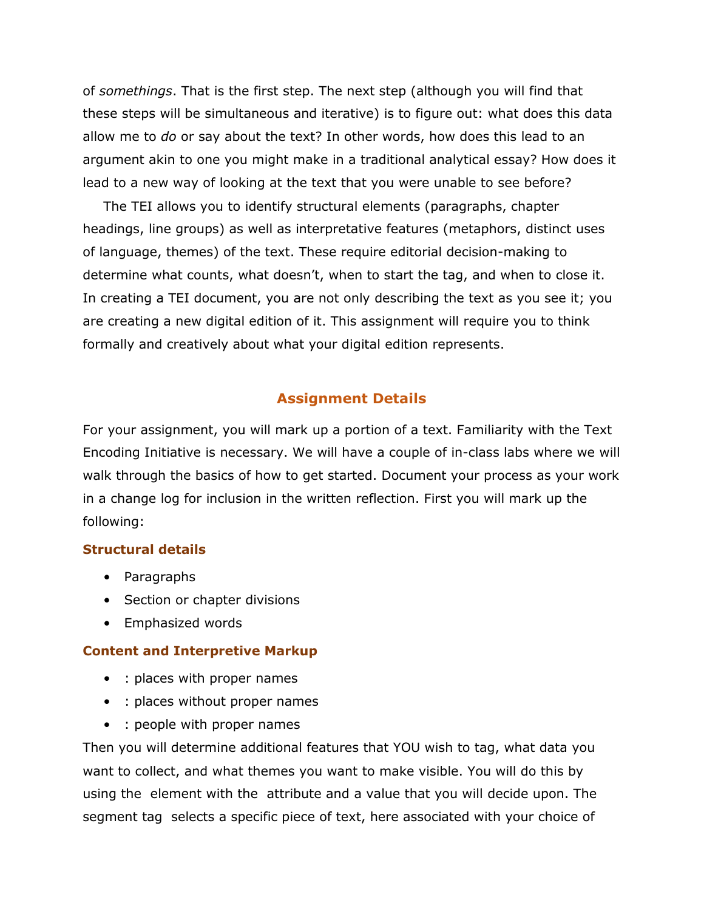of *somethings*. That is the first step. The next step (although you will find that these steps will be simultaneous and iterative) is to figure out: what does this data allow me to *do* or say about the text? In other words, how does this lead to an argument akin to one you might make in a traditional analytical essay? How does it lead to a new way of looking at the text that you were unable to see before?

The TEI allows you to identify structural elements (paragraphs, chapter headings, line groups) as well as interpretative features (metaphors, distinct uses of language, themes) of the text. These require editorial decision-making to determine what counts, what doesn't, when to start the tag, and when to close it. In creating a TEI document, you are not only describing the text as you see it; you are creating a new digital edition of it. This assignment will require you to think formally and creatively about what your digital edition represents.

## Assignment Details

For your assignment, you will mark up a portion of a text. Familiarity with the Text Encoding Initiative is necessary. We will have a couple of in-class labs where we will walk through the basics of how to get started. Document your process as your work in a change log for inclusion in the written reflection. First you will mark up the following:

### Structural details

- Paragraphs
- Section or chapter divisions
- Emphasized words

### Content and Interpretive Markup

- : places with proper names
- : places without proper names
- : people with proper names

Then you will determine additional features that YOU wish to tag, what data you want to collect, and what themes you want to make visible. You will do this by using the  element with the  attribute and a value that you will decide upon. The segment tag  selects a specific piece of text, here associated with your choice of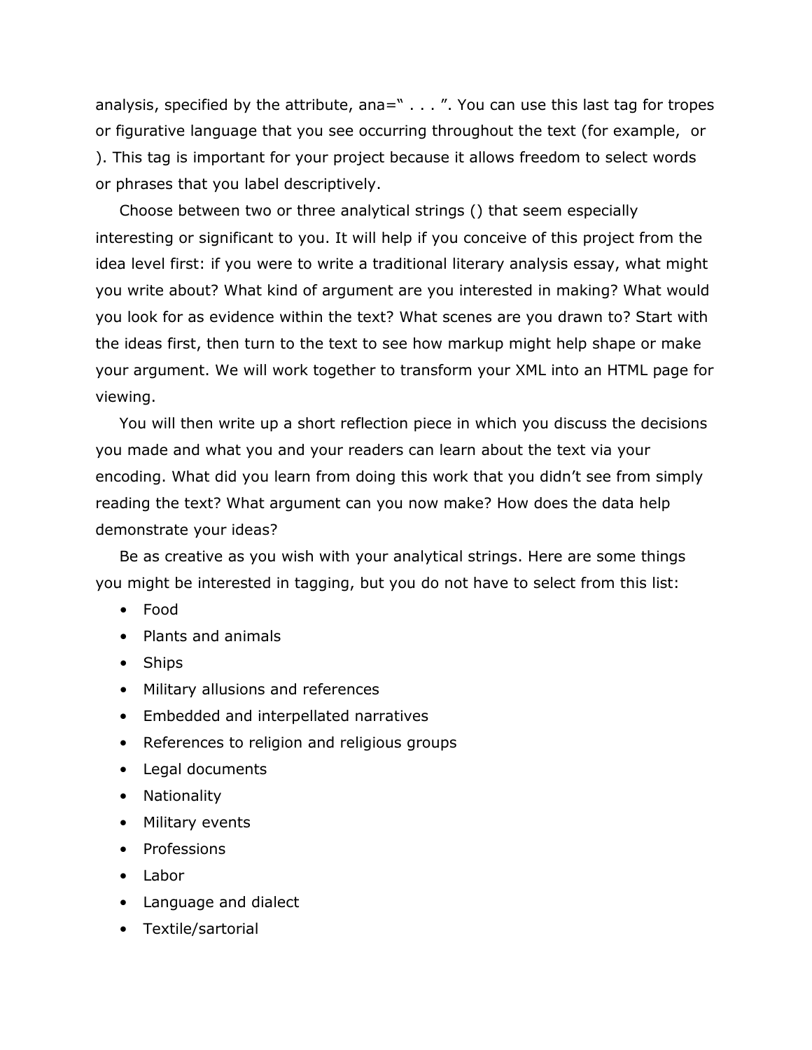analysis, specified by the attribute, ana=" . . . ". You can use this last tag for tropes or figurative language that you see occurring throughout the text (for example,  or ). This tag is important for your project because it allows freedom to select words or phrases that you label descriptively.

Choose between two or three analytical strings () that seem especially interesting or significant to you. It will help if you conceive of this project from the idea level first: if you were to write a traditional literary analysis essay, what might you write about? What kind of argument are you interested in making? What would you look for as evidence within the text? What scenes are you drawn to? Start with the ideas first, then turn to the text to see how markup might help shape or make your argument. We will work together to transform your XML into an HTML page for viewing.

You will then write up a short reflection piece in which you discuss the decisions you made and what you and your readers can learn about the text via your encoding. What did you learn from doing this work that you didn't see from simply reading the text? What argument can you now make? How does the data help demonstrate your ideas?

Be as creative as you wish with your analytical strings. Here are some things you might be interested in tagging, but you do not have to select from this list:

- Food
- Plants and animals
- Ships
- Military allusions and references
- Embedded and interpellated narratives
- References to religion and religious groups
- Legal documents
- Nationality
- Military events
- Professions
- Labor
- Language and dialect
- Textile/sartorial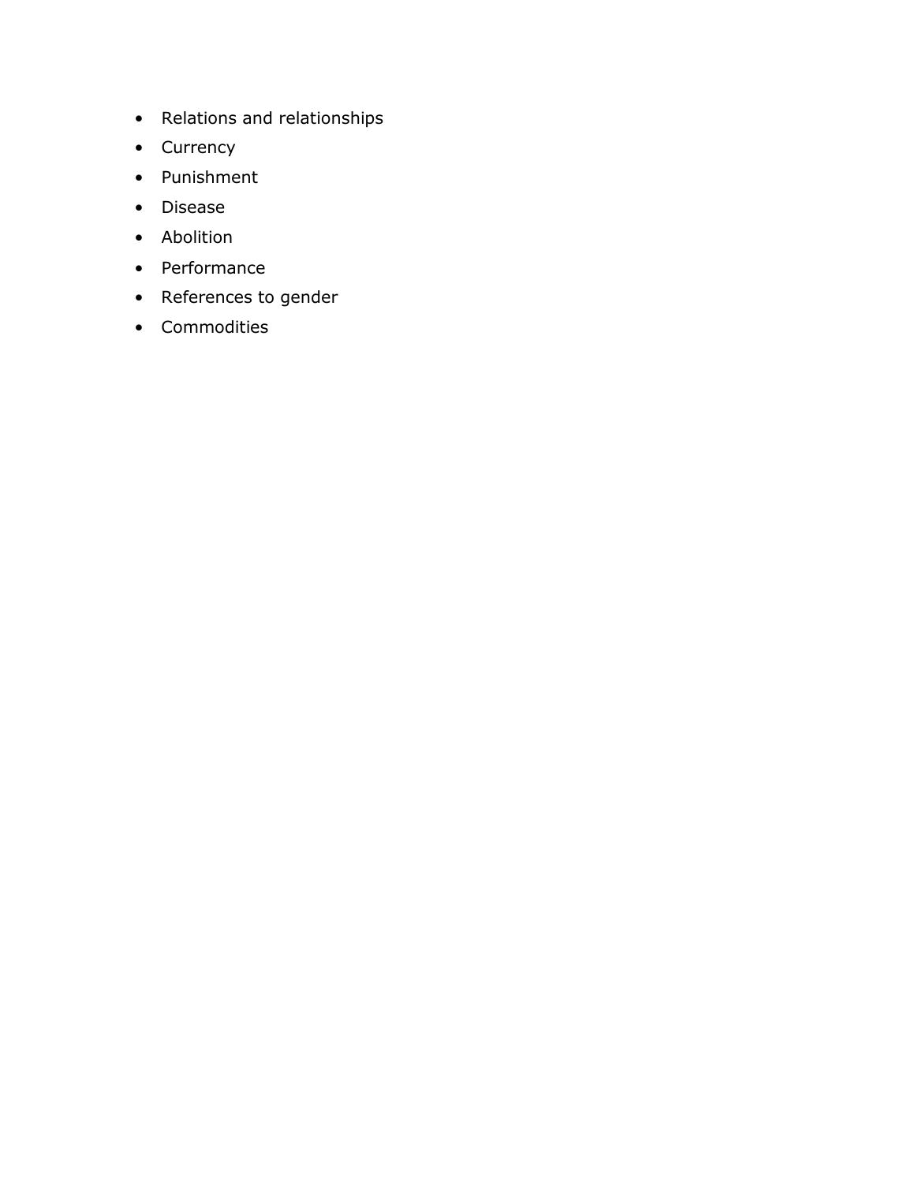- Relations and relationships
- Currency
- Punishment
- Disease
- Abolition
- Performance
- References to gender
- Commodities